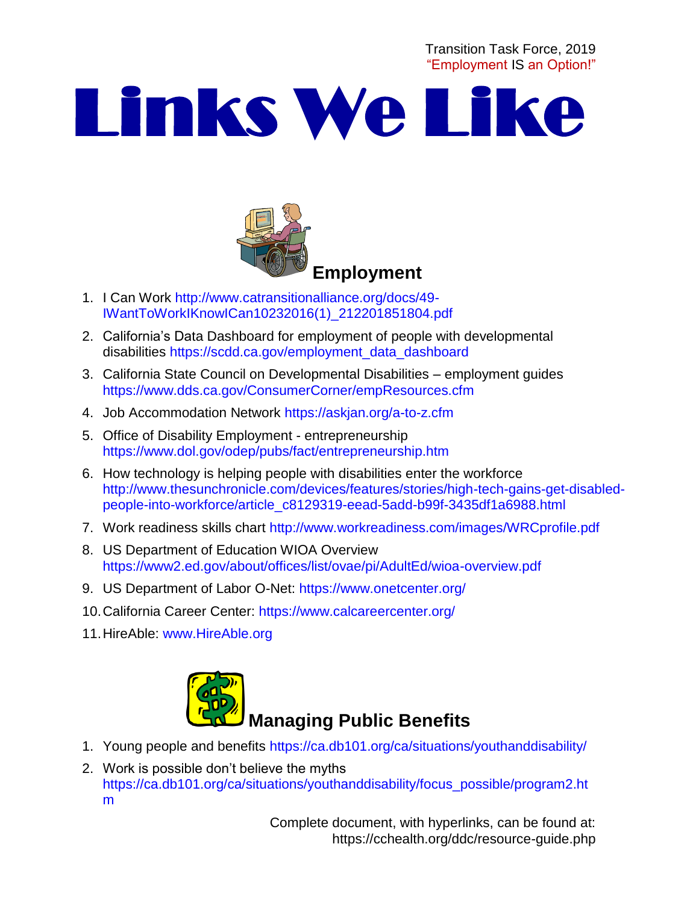Transition Task Force, 2019
"Employment IS an Option!"

# Links We Like

## Employment

1. I Can Work http://www.catransitionalliance.org/docs/49-IWantToWorkIKnowICan10232016(1)_212201851804.pdf
2. California's Data Dashboard for employment of people with developmental disabilities https://scdd.ca.gov/employment_data_dashboard
3. California State Council on Developmental Disabilities – employment guides https://www.dds.ca.gov/ConsumerCorner/empResources.cfm
4. Job Accommodation Network https://askjan.org/a-to-z.cfm
5. Office of Disability Employment - entrepreneurship https://www.dol.gov/odep/pubs/fact/entrepreneurship.htm
6. How technology is helping people with disabilities enter the workforce http://www.thesunchronicle.com/devices/features/stories/high-tech-gains-get-disabled-people-into-workforce/article_c8129319-eead-5add-b99f-3435df1a6988.html
7. Work readiness skills chart http://www.workreadiness.com/images/WRCprofile.pdf
8. US Department of Education WIOA Overview https://www2.ed.gov/about/offices/list/ovae/pi/AdultEd/wioa-overview.pdf
9. US Department of Labor O-Net: https://www.onetcenter.org/
10. California Career Center: https://www.calcareercenter.org/
11. HireAble: www.HireAble.org

## Managing Public Benefits

1. Young people and benefits https://ca.db101.org/ca/situations/youthanddisability/
2. Work is possible don't believe the myths https://ca.db101.org/ca/situations/youthanddisability/focus_possible/program2.htm

Complete document, with hyperlinks, can be found at: https://cchealth.org/ddc/resource-guide.php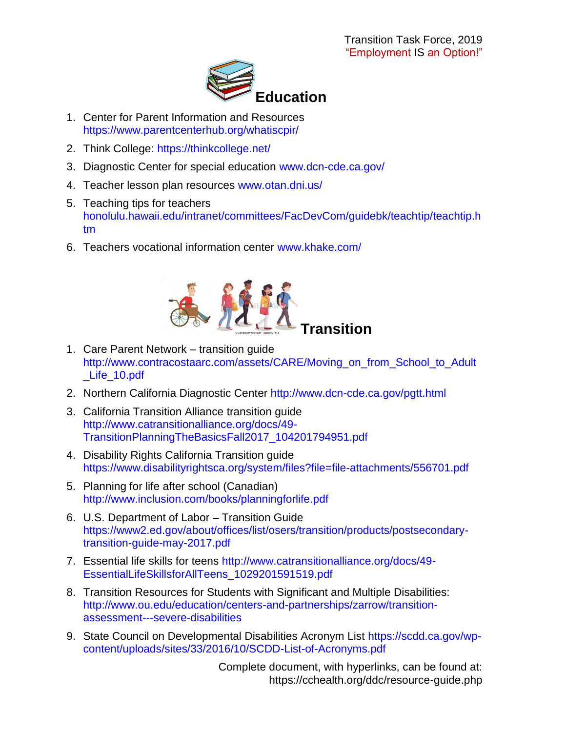Transition Task Force, 2019
"Employment IS an Option!"

## Education

1. Center for Parent Information and Resources https://www.parentcenterhub.org/whatiscpir/
2. Think College: https://thinkcollege.net/
3. Diagnostic Center for special education www.dcn-cde.ca.gov/
4. Teacher lesson plan resources www.otan.dni.us/
5. Teaching tips for teachers honolulu.hawaii.edu/intranet/committees/FacDevCom/guidebk/teachtip/teachtip.htm
6. Teachers vocational information center www.khake.com/

## Transition

1. Care Parent Network – transition guide http://www.contracostaarc.com/assets/CARE/Moving_on_from_School_to_Adult_Life_10.pdf
2. Northern California Diagnostic Center http://www.dcn-cde.ca.gov/pgtt.html
3. California Transition Alliance transition guide http://www.catransitionalliance.org/docs/49-TransitionPlanningTheBasicsFall2017_104201794951.pdf
4. Disability Rights California Transition guide https://www.disabilityrightsca.org/system/files?file=file-attachments/556701.pdf
5. Planning for life after school (Canadian) http://www.inclusion.com/books/planningforlife.pdf
6. U.S. Department of Labor – Transition Guide https://www2.ed.gov/about/offices/list/osers/transition/products/postsecondary-transition-guide-may-2017.pdf
7. Essential life skills for teens http://www.catransitionalliance.org/docs/49-EssentialLifeSkillsforAllTeens_1029201591519.pdf
8. Transition Resources for Students with Significant and Multiple Disabilities: http://www.ou.edu/education/centers-and-partnerships/zarrow/transition-assessment---severe-disabilities
9. State Council on Developmental Disabilities Acronym List https://scdd.ca.gov/wp-content/uploads/sites/33/2016/10/SCDD-List-of-Acronyms.pdf

Complete document, with hyperlinks, can be found at: https://cchealth.org/ddc/resource-guide.php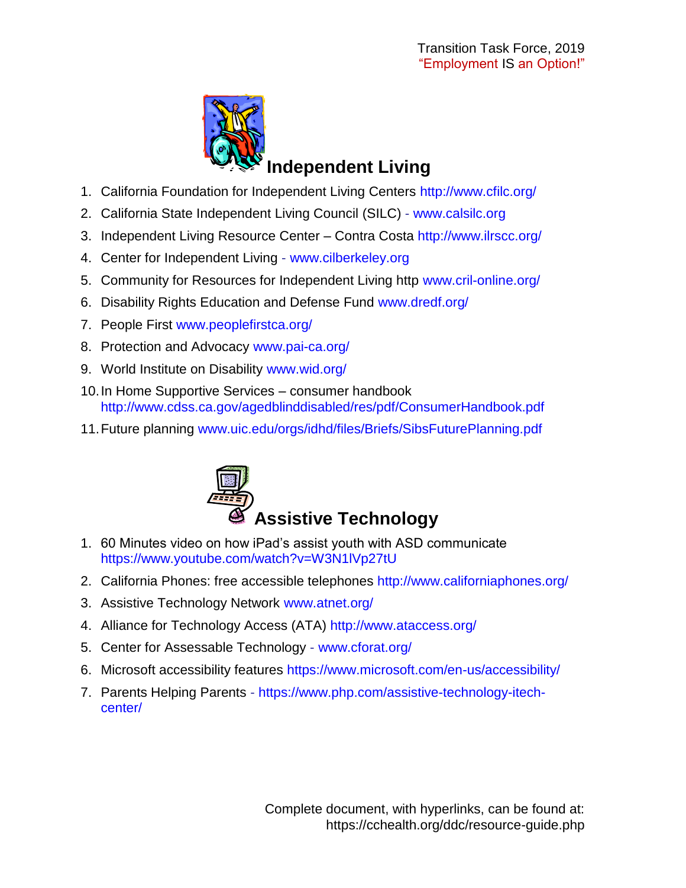## Independent Living

1. California Foundation for Independent Living Centers http://www.cfilc.org/
2. California State Independent Living Council (SILC) - www.calsilc.org
3. Independent Living Resource Center – Contra Costa http://www.ilrscc.org/
4. Center for Independent Living - www.cilberkeley.org
5. Community for Resources for Independent Living http www.cril-online.org/
6. Disability Rights Education and Defense Fund www.dredf.org/
7. People First www.peoplefirstca.org/
8. Protection and Advocacy www.pai-ca.org/
9. World Institute on Disability www.wid.org/
10. In Home Supportive Services – consumer handbook http://www.cdss.ca.gov/agedblinddisabled/res/pdf/ConsumerHandbook.pdf
11. Future planning www.uic.edu/orgs/idhd/files/Briefs/SibsFuturePlanning.pdf

## Assistive Technology

1. 60 Minutes video on how iPad's assist youth with ASD communicate https://www.youtube.com/watch?v=W3N1lVp27tU
2. California Phones: free accessible telephones http://www.californiaphones.org/
3. Assistive Technology Network www.atnet.org/
4. Alliance for Technology Access (ATA) http://www.ataccess.org/
5. Center for Assessable Technology - www.cforat.org/
6. Microsoft accessibility features https://www.microsoft.com/en-us/accessibility/
7. Parents Helping Parents - https://www.php.com/assistive-technology-itech-center/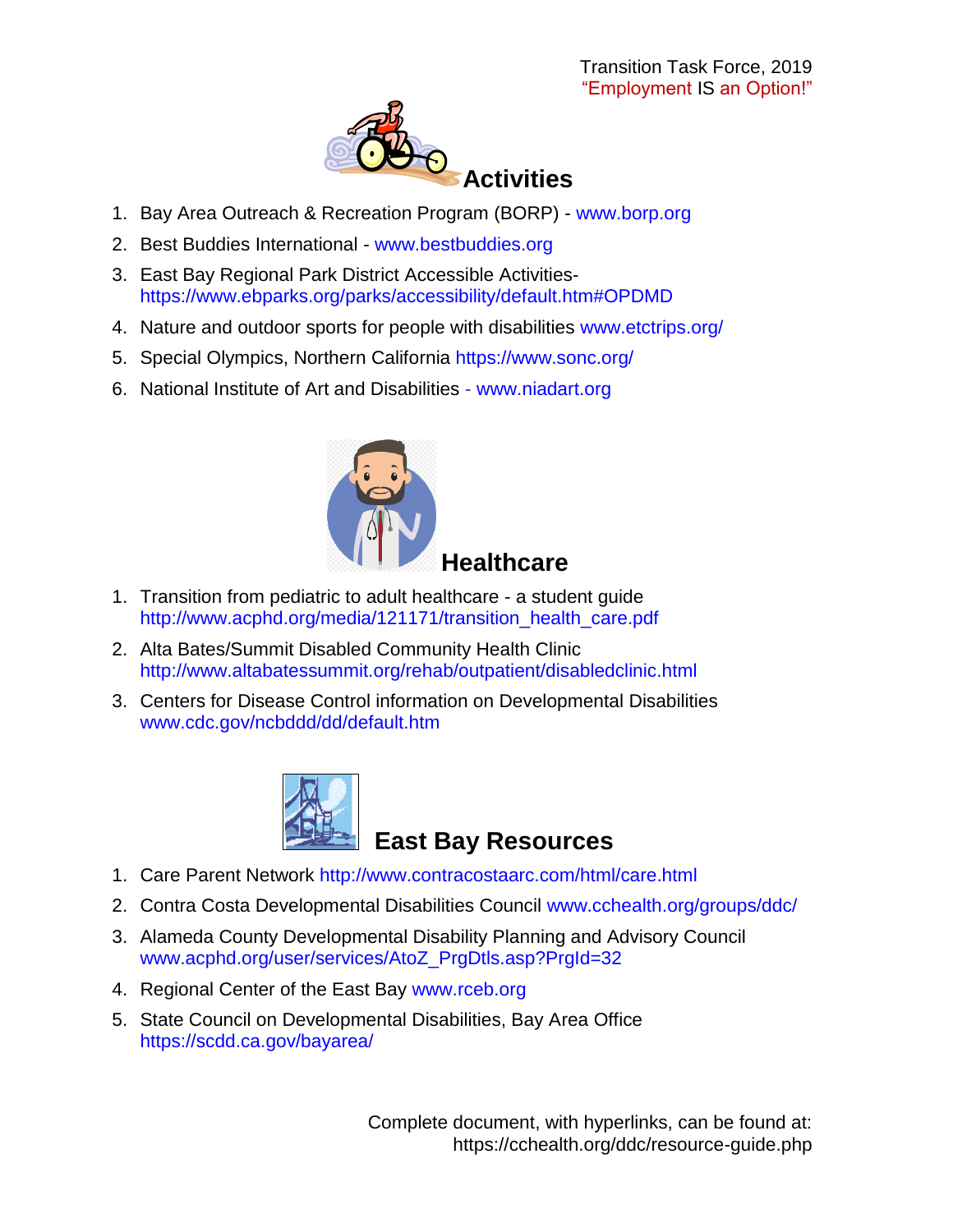Transition Task Force, 2019
"Employment IS an Option!"

## Activities

1. Bay Area Outreach & Recreation Program (BORP) - www.borp.org
2. Best Buddies International - www.bestbuddies.org
3. East Bay Regional Park District Accessible Activities- https://www.ebparks.org/parks/accessibility/default.htm#OPDMD
4. Nature and outdoor sports for people with disabilities www.etctrips.org/
5. Special Olympics, Northern California https://www.sonc.org/
6. National Institute of Art and Disabilities - www.niadart.org

## Healthcare

1. Transition from pediatric to adult healthcare - a student guide http://www.acphd.org/media/121171/transition_health_care.pdf
2. Alta Bates/Summit Disabled Community Health Clinic http://www.altabatessummit.org/rehab/outpatient/disabledclinic.html
3. Centers for Disease Control information on Developmental Disabilities www.cdc.gov/ncbddd/dd/default.htm

## East Bay Resources

1. Care Parent Network http://www.contracostaarc.com/html/care.html
2. Contra Costa Developmental Disabilities Council www.cchealth.org/groups/ddc/
3. Alameda County Developmental Disability Planning and Advisory Council www.acphd.org/user/services/AtoZ_PrgDtls.asp?PrgId=32
4. Regional Center of the East Bay www.rceb.org
5. State Council on Developmental Disabilities, Bay Area Office https://scdd.ca.gov/bayarea/

Complete document, with hyperlinks, can be found at:
https://cchealth.org/ddc/resource-guide.php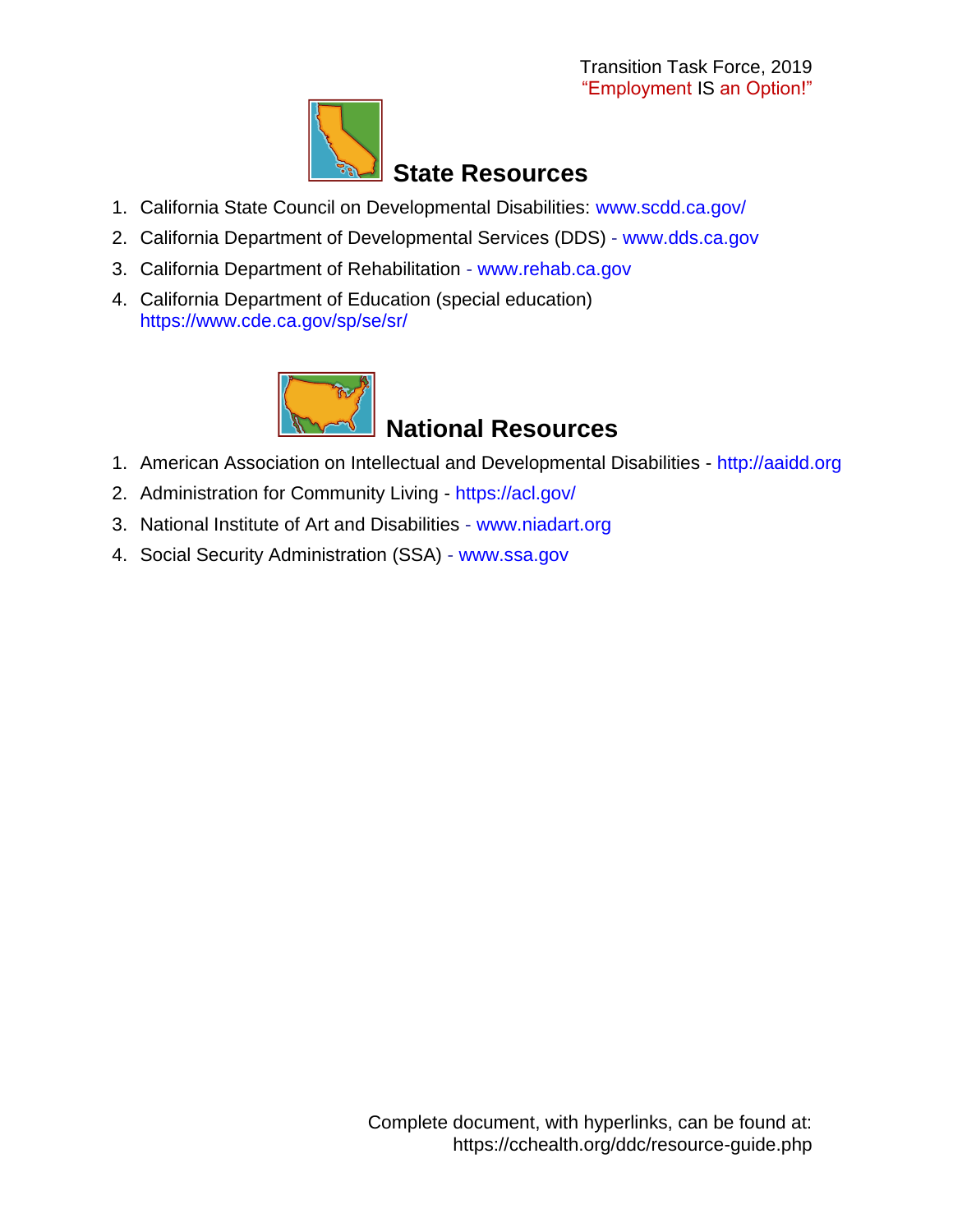## State Resources

1. California State Council on Developmental Disabilities: www.scdd.ca.gov/
2. California Department of Developmental Services (DDS) - www.dds.ca.gov
3. California Department of Rehabilitation - www.rehab.ca.gov
4. California Department of Education (special education) https://www.cde.ca.gov/sp/se/sr/

## National Resources

1. American Association on Intellectual and Developmental Disabilities - http://aaidd.org
2. Administration for Community Living - https://acl.gov/
3. National Institute of Art and Disabilities - www.niadart.org
4. Social Security Administration (SSA) - www.ssa.gov